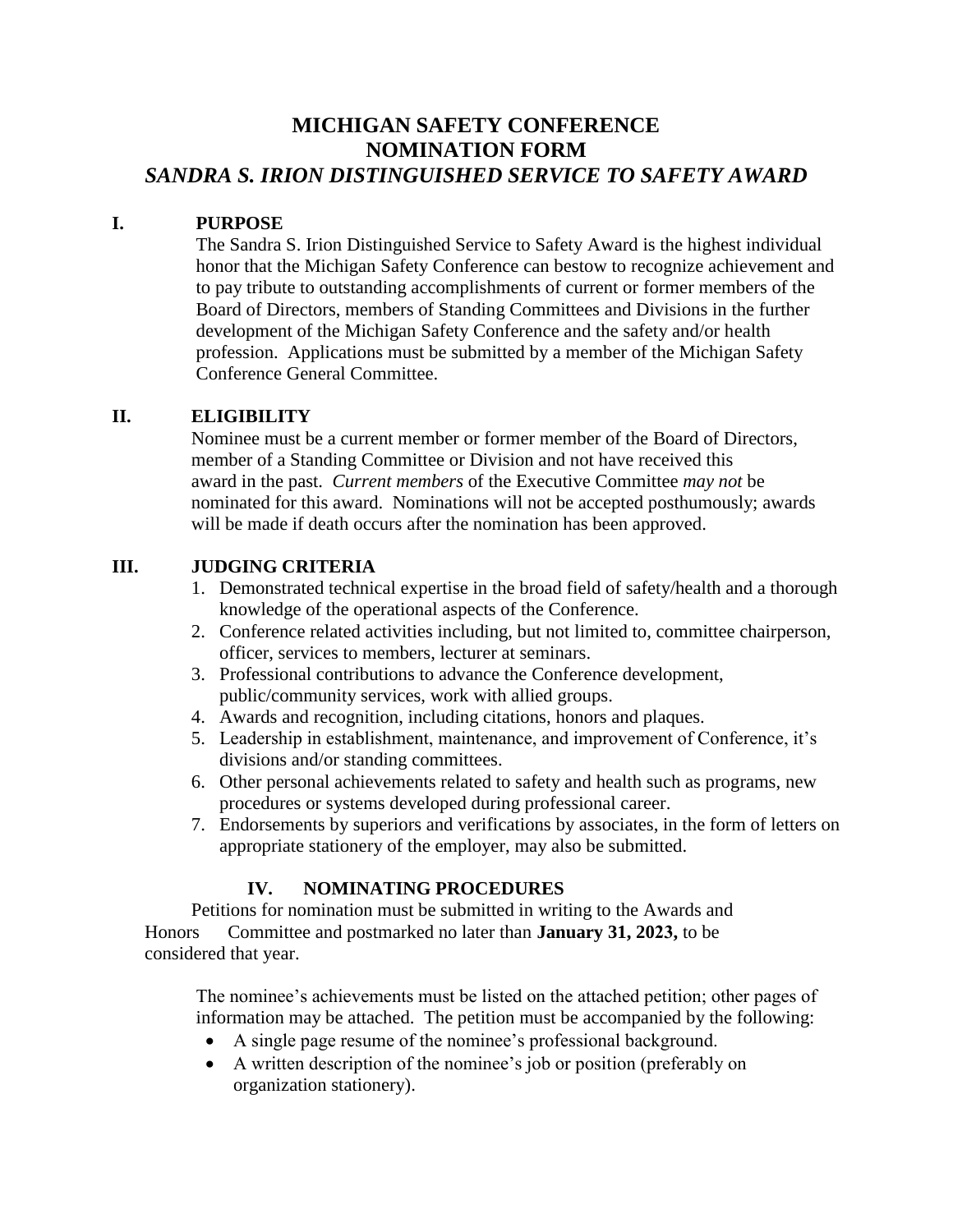# MICHIGAN SAFETY CONFERENCE
# NOMINATION FORM
# *SANDRA S. IRION DISTINGUISHED SERVICE TO SAFETY AWARD*

## I. PURPOSE

The Sandra S. Irion Distinguished Service to Safety Award is the highest individual honor that the Michigan Safety Conference can bestow to recognize achievement and to pay tribute to outstanding accomplishments of current or former members of the Board of Directors, members of Standing Committees and Divisions in the further development of the Michigan Safety Conference and the safety and/or health profession. Applications must be submitted by a member of the Michigan Safety Conference General Committee.

## II. ELIGIBILITY

Nominee must be a current member or former member of the Board of Directors, member of a Standing Committee or Division and not have received this award in the past. *Current members* of the Executive Committee *may not* be nominated for this award. Nominations will not be accepted posthumously; awards will be made if death occurs after the nomination has been approved.

## III. JUDGING CRITERIA

1. Demonstrated technical expertise in the broad field of safety/health and a thorough knowledge of the operational aspects of the Conference.
2. Conference related activities including, but not limited to, committee chairperson, officer, services to members, lecturer at seminars.
3. Professional contributions to advance the Conference development, public/community services, work with allied groups.
4. Awards and recognition, including citations, honors and plaques.
5. Leadership in establishment, maintenance, and improvement of Conference, it's divisions and/or standing committees.
6. Other personal achievements related to safety and health such as programs, new procedures or systems developed during professional career.
7. Endorsements by superiors and verifications by associates, in the form of letters on appropriate stationery of the employer, may also be submitted.

## IV. NOMINATING PROCEDURES

Petitions for nomination must be submitted in writing to the Awards and Honors Committee and postmarked no later than **January 31, 2023,** to be considered that year.

The nominee's achievements must be listed on the attached petition; other pages of information may be attached. The petition must be accompanied by the following:

- A single page resume of the nominee's professional background.
- A written description of the nominee's job or position (preferably on organization stationery).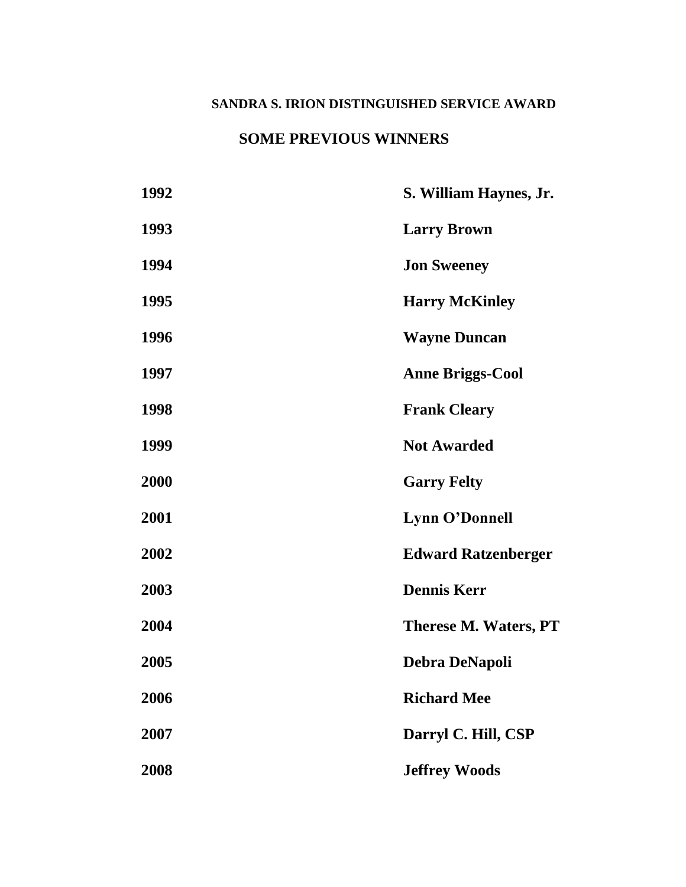## SANDRA S. IRION DISTINGUISHED SERVICE AWARD

### SOME PREVIOUS WINNERS

| Year | Winner |
|---|---|
| **1992** | **S. William Haynes, Jr.** |
| **1993** | **Larry Brown** |
| **1994** | **Jon Sweeney** |
| **1995** | **Harry McKinley** |
| **1996** | **Wayne Duncan** |
| **1997** | **Anne Briggs-Cool** |
| **1998** | **Frank Cleary** |
| **1999** | **Not Awarded** |
| **2000** | **Garry Felty** |
| **2001** | **Lynn O’Donnell** |
| **2002** | **Edward Ratzenberger** |
| **2003** | **Dennis Kerr** |
| **2004** | **Therese M. Waters, PT** |
| **2005** | **Debra DeNapoli** |
| **2006** | **Richard Mee** |
| **2007** | **Darryl C. Hill, CSP** |
| **2008** | **Jeffrey Woods** |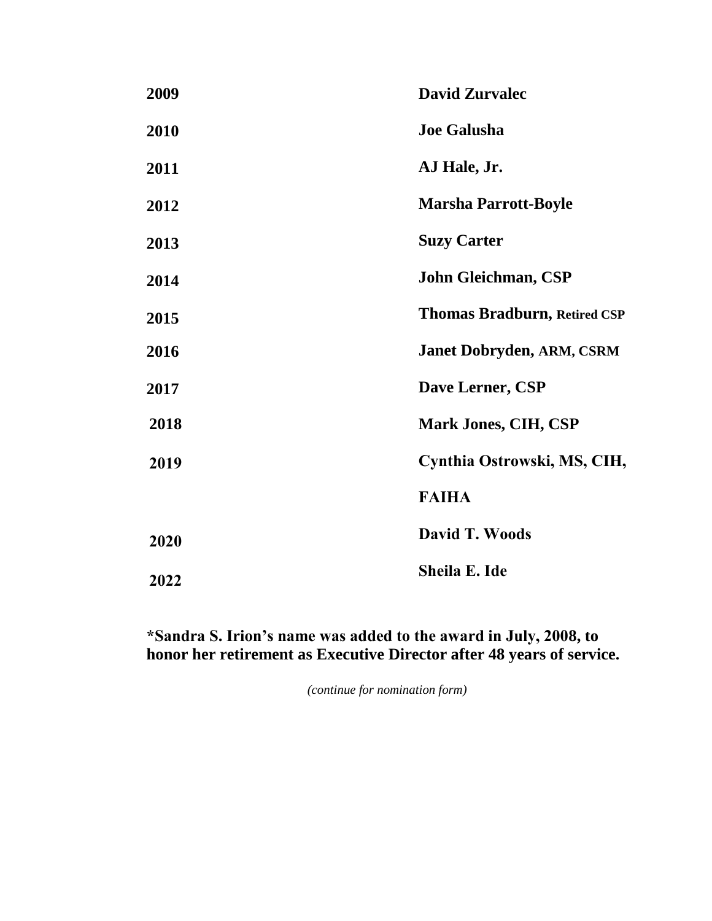| | |
|---|---|
| **2009** | **David Zurvalec** |
| **2010** | **Joe Galusha** |
| **2011** | **AJ Hale, Jr.** |
| **2012** | **Marsha Parrott-Boyle** |
| **2013** | **Suzy Carter** |
| **2014** | **John Gleichman, CSP** |
| **2015** | **Thomas Bradburn, Retired CSP** |
| **2016** | **Janet Dobryden, ARM, CSRM** |
| **2017** | **Dave Lerner, CSP** |
| **2018** | **Mark Jones, CIH, CSP** |
| **2019** | **Cynthia Ostrowski, MS, CIH, FAIHA** |
| **2020** | **David T. Woods** |
| **2022** | **Sheila E. Ide** |

**\*Sandra S. Irion's name was added to the award in July, 2008, to honor her retirement as Executive Director after 48 years of service.**

*(continue for nomination form)*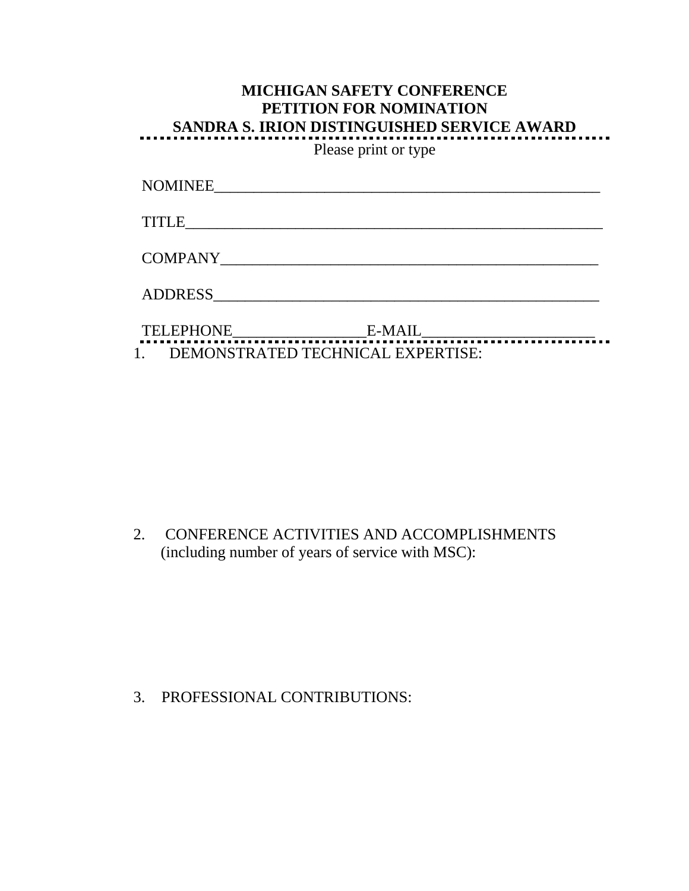**MICHIGAN SAFETY CONFERENCE**
**PETITION FOR NOMINATION**
**SANDRA S. IRION DISTINGUISHED SERVICE AWARD**

Please print or type

NOMINEE_____________________________________________________

TITLE_________________________________________________________

COMPANY___________________________________________________

ADDRESS____________________________________________________

TELEPHONE__________________E-MAIL________________________

1. DEMONSTRATED TECHNICAL EXPERTISE:

2. CONFERENCE ACTIVITIES AND ACCOMPLISHMENTS (including number of years of service with MSC):

3. PROFESSIONAL CONTRIBUTIONS: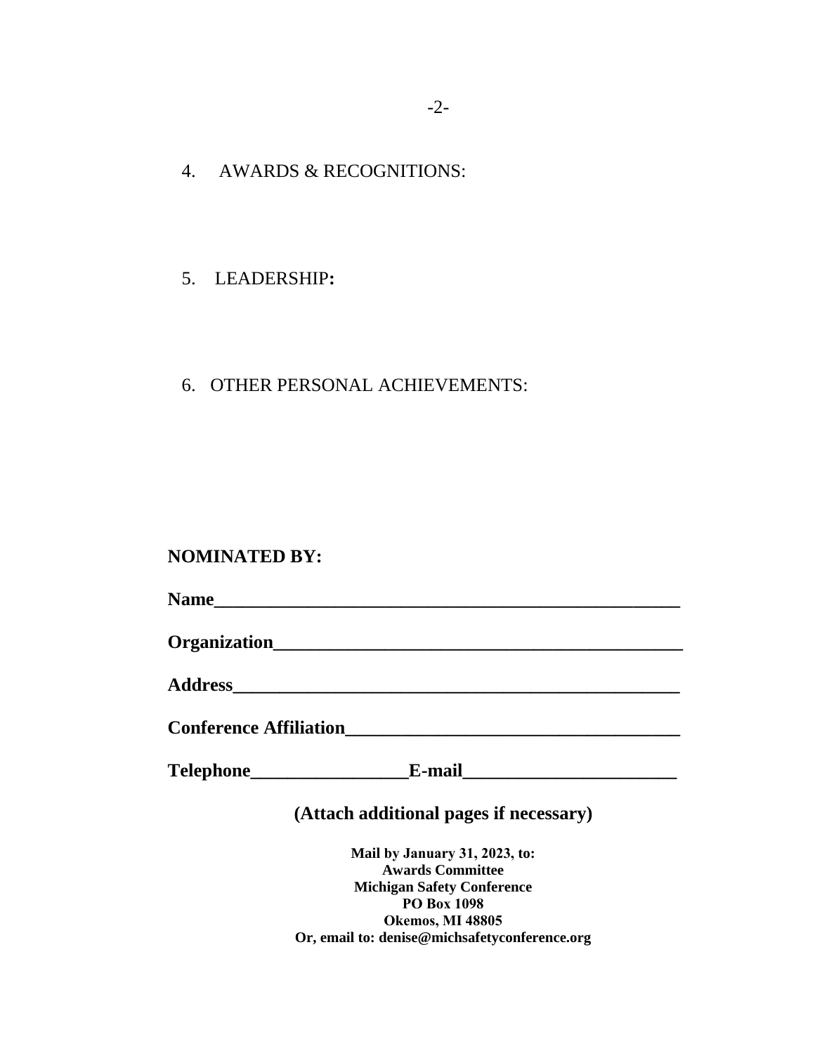4. AWARDS & RECOGNITIONS:

5. LEADERSHIP**:**

6. OTHER PERSONAL ACHIEVEMENTS:

**NOMINATED BY:**

**Name**___________________________________________________

**Organization**_____________________________________________

**Address**_________________________________________________

**Conference Affiliation**____________________________________

**Telephone**_________________**E-mail**_______________________

**(Attach additional pages if necessary)**

**Mail by January 31, 2023, to:**
**Awards Committee**
**Michigan Safety Conference**
**PO Box 1098**
**Okemos, MI 48805**
**Or, email to: denise@michsafetyconference.org**